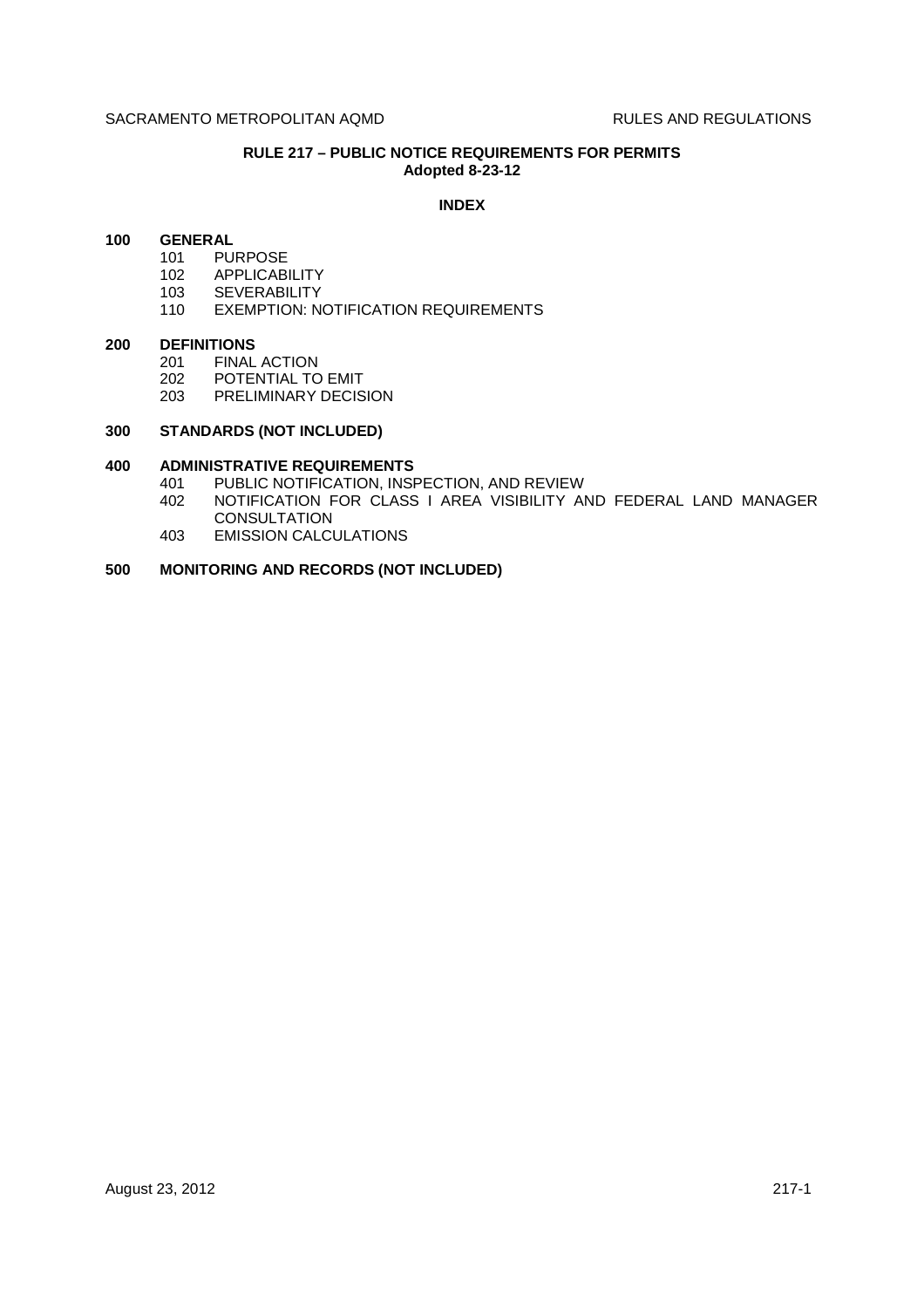SACRAMENTO METROPOLITAN AQMD RULES AND REGULATIONS

# RULE 217 – PUBLIC NOTICE REQUIREMENTS FOR PERMITS

**Adopted 8-23-12**

## INDEX

**100 GENERAL**

- 101 PURPOSE
- 102 APPLICABILITY
- 103 SEVERABILITY
- 110 EXEMPTION: NOTIFICATION REQUIREMENTS

**200 DEFINITIONS**

- 201 FINAL ACTION
- 202 POTENTIAL TO EMIT
- 203 PRELIMINARY DECISION

**300 STANDARDS (NOT INCLUDED)**

**400 ADMINISTRATIVE REQUIREMENTS**

- 401 PUBLIC NOTIFICATION, INSPECTION, AND REVIEW
- 402 NOTIFICATION FOR CLASS I AREA VISIBILITY AND FEDERAL LAND MANAGER CONSULTATION
- 403 EMISSION CALCULATIONS

**500 MONITORING AND RECORDS (NOT INCLUDED)**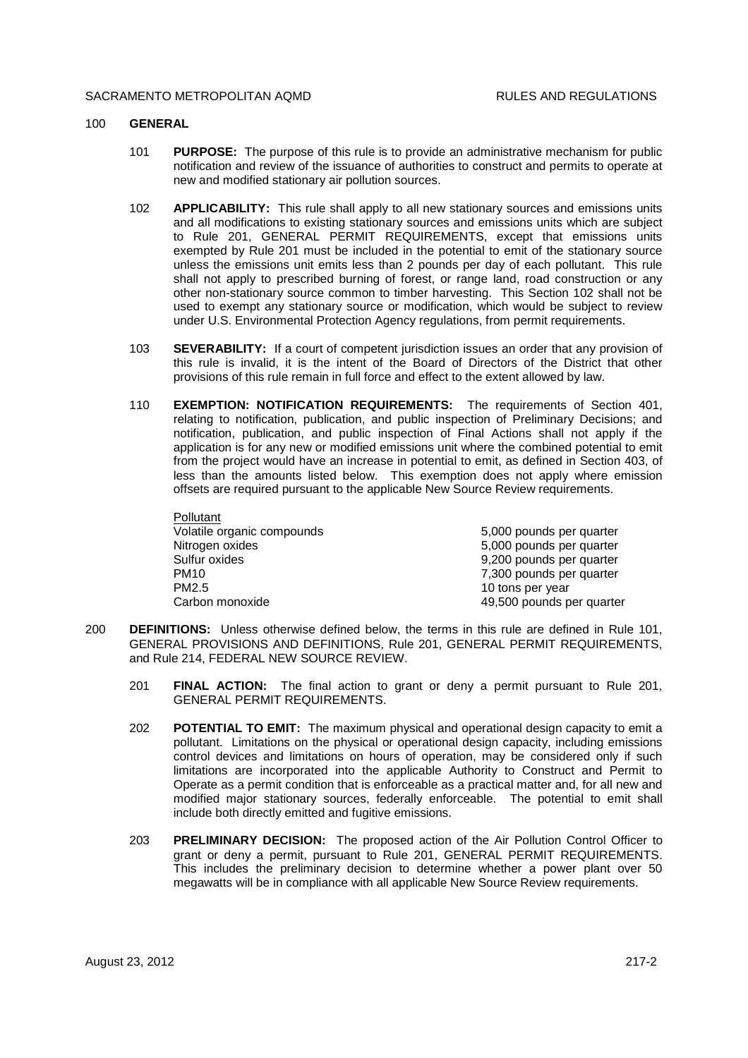## 100 GENERAL

**101 PURPOSE:** The purpose of this rule is to provide an administrative mechanism for public notification and review of the issuance of authorities to construct and permits to operate at new and modified stationary air pollution sources.

**102 APPLICABILITY:** This rule shall apply to all new stationary sources and emissions units and all modifications to existing stationary sources and emissions units which are subject to Rule 201, GENERAL PERMIT REQUIREMENTS, except that emissions units exempted by Rule 201 must be included in the potential to emit of the stationary source unless the emissions unit emits less than 2 pounds per day of each pollutant. This rule shall not apply to prescribed burning of forest, or range land, road construction or any other non-stationary source common to timber harvesting. This Section 102 shall not be used to exempt any stationary source or modification, which would be subject to review under U.S. Environmental Protection Agency regulations, from permit requirements.

**103 SEVERABILITY:** If a court of competent jurisdiction issues an order that any provision of this rule is invalid, it is the intent of the Board of Directors of the District that other provisions of this rule remain in full force and effect to the extent allowed by law.

**110 EXEMPTION: NOTIFICATION REQUIREMENTS:** The requirements of Section 401, relating to notification, publication, and public inspection of Preliminary Decisions; and notification, publication, and public inspection of Final Actions shall not apply if the application is for any new or modified emissions unit where the combined potential to emit from the project would have an increase in potential to emit, as defined in Section 403, of less than the amounts listed below. This exemption does not apply where emission offsets are required pursuant to the applicable New Source Review requirements.

| Pollutant | |
|---|---|
| Volatile organic compounds | 5,000 pounds per quarter |
| Nitrogen oxides | 5,000 pounds per quarter |
| Sulfur oxides | 9,200 pounds per quarter |
| PM10 | 7,300 pounds per quarter |
| PM2.5 | 10 tons per year |
| Carbon monoxide | 49,500 pounds per quarter |

## 200 DEFINITIONS:

Unless otherwise defined below, the terms in this rule are defined in Rule 101, GENERAL PROVISIONS AND DEFINITIONS, Rule 201, GENERAL PERMIT REQUIREMENTS, and Rule 214, FEDERAL NEW SOURCE REVIEW.

**201 FINAL ACTION:** The final action to grant or deny a permit pursuant to Rule 201, GENERAL PERMIT REQUIREMENTS.

**202 POTENTIAL TO EMIT:** The maximum physical and operational design capacity to emit a pollutant. Limitations on the physical or operational design capacity, including emissions control devices and limitations on hours of operation, may be considered only if such limitations are incorporated into the applicable Authority to Construct and Permit to Operate as a permit condition that is enforceable as a practical matter and, for all new and modified major stationary sources, federally enforceable. The potential to emit shall include both directly emitted and fugitive emissions.

**203 PRELIMINARY DECISION:** The proposed action of the Air Pollution Control Officer to grant or deny a permit, pursuant to Rule 201, GENERAL PERMIT REQUIREMENTS. This includes the preliminary decision to determine whether a power plant over 50 megawatts will be in compliance with all applicable New Source Review requirements.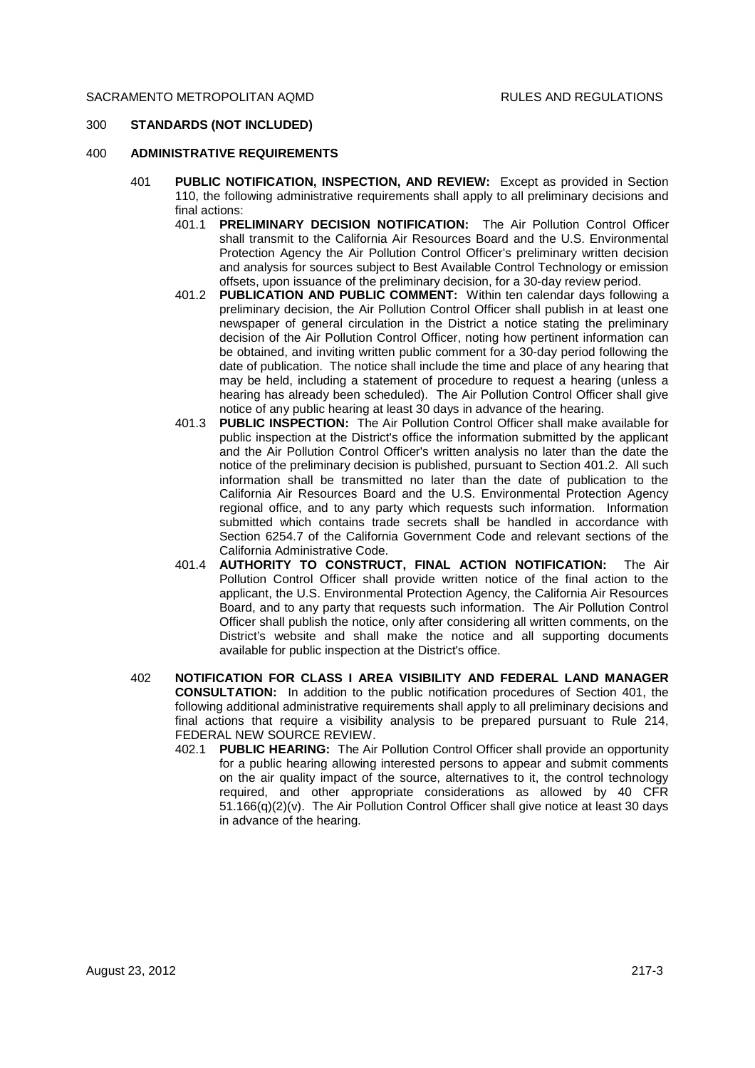## 300 STANDARDS (NOT INCLUDED)

## 400 ADMINISTRATIVE REQUIREMENTS

401 **PUBLIC NOTIFICATION, INSPECTION, AND REVIEW:** Except as provided in Section 110, the following administrative requirements shall apply to all preliminary decisions and final actions:

401.1 **PRELIMINARY DECISION NOTIFICATION:** The Air Pollution Control Officer shall transmit to the California Air Resources Board and the U.S. Environmental Protection Agency the Air Pollution Control Officer's preliminary written decision and analysis for sources subject to Best Available Control Technology or emission offsets, upon issuance of the preliminary decision, for a 30-day review period.

401.2 **PUBLICATION AND PUBLIC COMMENT:** Within ten calendar days following a preliminary decision, the Air Pollution Control Officer shall publish in at least one newspaper of general circulation in the District a notice stating the preliminary decision of the Air Pollution Control Officer, noting how pertinent information can be obtained, and inviting written public comment for a 30-day period following the date of publication. The notice shall include the time and place of any hearing that may be held, including a statement of procedure to request a hearing (unless a hearing has already been scheduled). The Air Pollution Control Officer shall give notice of any public hearing at least 30 days in advance of the hearing.

401.3 **PUBLIC INSPECTION:** The Air Pollution Control Officer shall make available for public inspection at the District's office the information submitted by the applicant and the Air Pollution Control Officer's written analysis no later than the date the notice of the preliminary decision is published, pursuant to Section 401.2. All such information shall be transmitted no later than the date of publication to the California Air Resources Board and the U.S. Environmental Protection Agency regional office, and to any party which requests such information. Information submitted which contains trade secrets shall be handled in accordance with Section 6254.7 of the California Government Code and relevant sections of the California Administrative Code.

401.4 **AUTHORITY TO CONSTRUCT, FINAL ACTION NOTIFICATION:** The Air Pollution Control Officer shall provide written notice of the final action to the applicant, the U.S. Environmental Protection Agency, the California Air Resources Board, and to any party that requests such information. The Air Pollution Control Officer shall publish the notice, only after considering all written comments, on the District's website and shall make the notice and all supporting documents available for public inspection at the District's office.

402 **NOTIFICATION FOR CLASS I AREA VISIBILITY AND FEDERAL LAND MANAGER CONSULTATION:** In addition to the public notification procedures of Section 401, the following additional administrative requirements shall apply to all preliminary decisions and final actions that require a visibility analysis to be prepared pursuant to Rule 214, FEDERAL NEW SOURCE REVIEW.

402.1 **PUBLIC HEARING:** The Air Pollution Control Officer shall provide an opportunity for a public hearing allowing interested persons to appear and submit comments on the air quality impact of the source, alternatives to it, the control technology required, and other appropriate considerations as allowed by 40 CFR 51.166(q)(2)(v). The Air Pollution Control Officer shall give notice at least 30 days in advance of the hearing.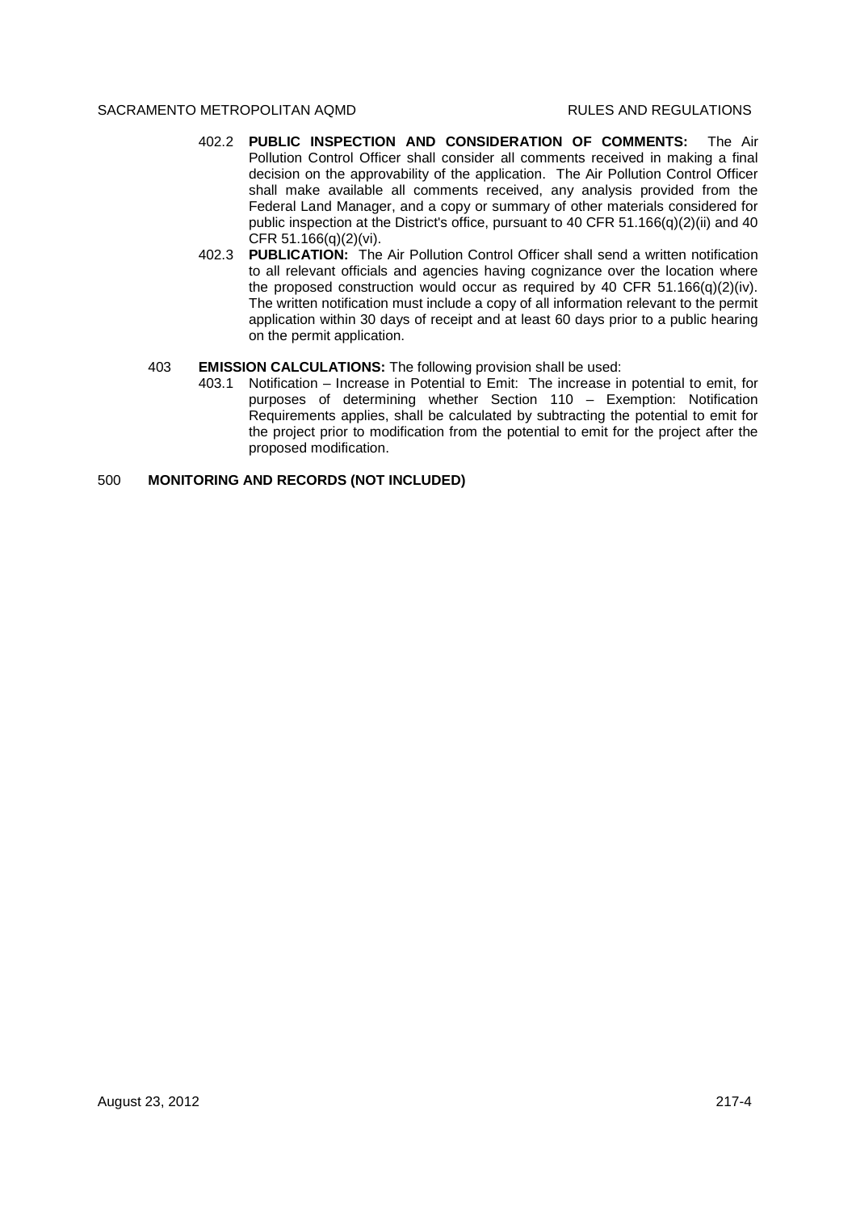402.2 **PUBLIC INSPECTION AND CONSIDERATION OF COMMENTS:** The Air Pollution Control Officer shall consider all comments received in making a final decision on the approvability of the application. The Air Pollution Control Officer shall make available all comments received, any analysis provided from the Federal Land Manager, and a copy or summary of other materials considered for public inspection at the District's office, pursuant to 40 CFR 51.166(q)(2)(ii) and 40 CFR 51.166(q)(2)(vi).

402.3 **PUBLICATION:** The Air Pollution Control Officer shall send a written notification to all relevant officials and agencies having cognizance over the location where the proposed construction would occur as required by 40 CFR 51.166(q)(2)(iv). The written notification must include a copy of all information relevant to the permit application within 30 days of receipt and at least 60 days prior to a public hearing on the permit application.

403 **EMISSION CALCULATIONS:** The following provision shall be used:

403.1 Notification – Increase in Potential to Emit: The increase in potential to emit, for purposes of determining whether Section 110 – Exemption: Notification Requirements applies, shall be calculated by subtracting the potential to emit for the project prior to modification from the potential to emit for the project after the proposed modification.

## 500 MONITORING AND RECORDS (NOT INCLUDED)